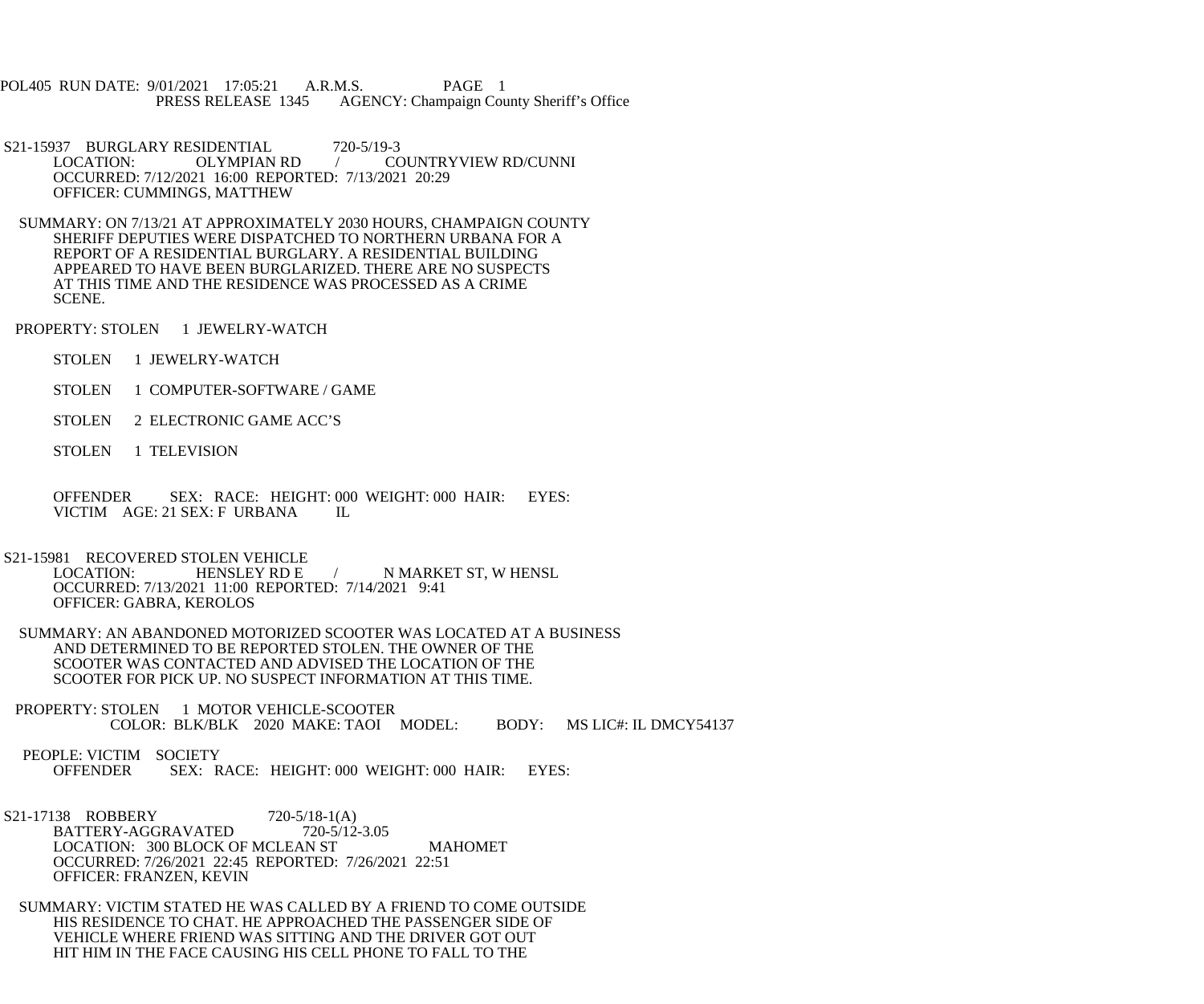POL405 RUN DATE: 9/01/2021 17:05:21 A.R.M.S. PAGE 1
PRESS RELEASE 1345 AGENCY: Champaign County Sheriff's Office

S21-15937 BURGLARY RESIDENTIAL 720-5/19-3
LOCATION: OLYMPIAN RD / COUNTRYVIEW RD/CUNNI
OCCURRED: 7/12/2021 16:00 REPORTED: 7/13/2021 20:29
OFFICER: CUMMINGS, MATTHEW

SUMMARY: ON 7/13/21 AT APPROXIMATELY 2030 HOURS, CHAMPAIGN COUNTY SHERIFF DEPUTIES WERE DISPATCHED TO NORTHERN URBANA FOR A REPORT OF A RESIDENTIAL BURGLARY. A RESIDENTIAL BUILDING APPEARED TO HAVE BEEN BURGLARIZED. THERE ARE NO SUSPECTS AT THIS TIME AND THE RESIDENCE WAS PROCESSED AS A CRIME SCENE.

PROPERTY: STOLEN 1 JEWELRY-WATCH

STOLEN 1 JEWELRY-WATCH

STOLEN 1 COMPUTER-SOFTWARE / GAME

STOLEN 2 ELECTRONIC GAME ACC'S

STOLEN 1 TELEVISION

OFFENDER SEX: RACE: HEIGHT: 000 WEIGHT: 000 HAIR: EYES:
VICTIM AGE: 21 SEX: F URBANA IL

S21-15981 RECOVERED STOLEN VEHICLE
LOCATION: HENSLEY RD E / N MARKET ST, W HENSL
OCCURRED: 7/13/2021 11:00 REPORTED: 7/14/2021 9:41
OFFICER: GABRA, KEROLOS

SUMMARY: AN ABANDONED MOTORIZED SCOOTER WAS LOCATED AT A BUSINESS AND DETERMINED TO BE REPORTED STOLEN. THE OWNER OF THE SCOOTER WAS CONTACTED AND ADVISED THE LOCATION OF THE SCOOTER FOR PICK UP. NO SUSPECT INFORMATION AT THIS TIME.

PROPERTY: STOLEN 1 MOTOR VEHICLE-SCOOTER
COLOR: BLK/BLK 2020 MAKE: TAOI MODEL: BODY: MS LIC#: IL DMCY54137

PEOPLE: VICTIM SOCIETY
OFFENDER SEX: RACE: HEIGHT: 000 WEIGHT: 000 HAIR: EYES:

S21-17138 ROBBERY 720-5/18-1(A)
BATTERY-AGGRAVATED 720-5/12-3.05
LOCATION: 300 BLOCK OF MCLEAN ST MAHOMET
OCCURRED: 7/26/2021 22:45 REPORTED: 7/26/2021 22:51
OFFICER: FRANZEN, KEVIN

SUMMARY: VICTIM STATED HE WAS CALLED BY A FRIEND TO COME OUTSIDE HIS RESIDENCE TO CHAT. HE APPROACHED THE PASSENGER SIDE OF VEHICLE WHERE FRIEND WAS SITTING AND THE DRIVER GOT OUT HIT HIM IN THE FACE CAUSING HIS CELL PHONE TO FALL TO THE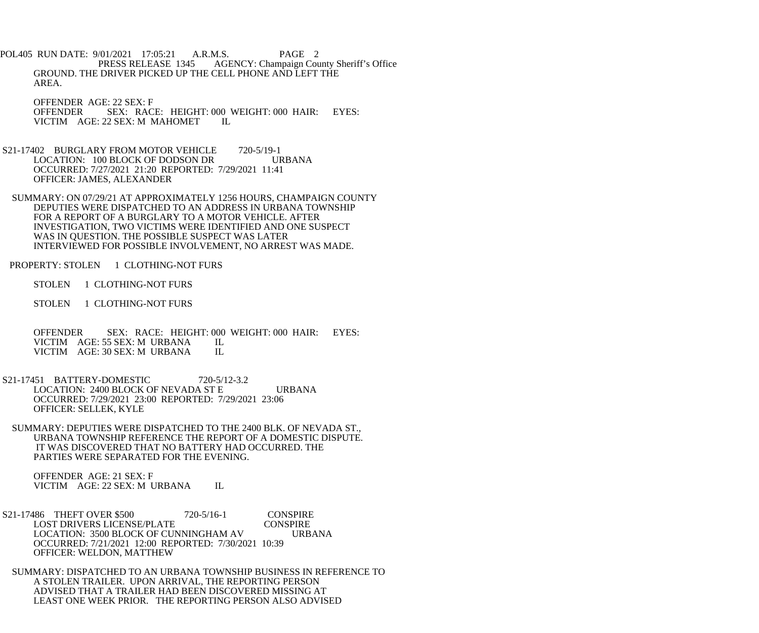GROUND. THE DRIVER PICKED UP THE CELL PHONE AND LEFT THE AREA.

OFFENDER AGE: 22 SEX: F
OFFENDER SEX: RACE: HEIGHT: 000 WEIGHT: 000 HAIR: EYES:
VICTIM AGE: 22 SEX: M MAHOMET IL

S21-17402 BURGLARY FROM MOTOR VEHICLE 720-5/19-1
LOCATION: 100 BLOCK OF DODSON DR URBANA
OCCURRED: 7/27/2021 21:20 REPORTED: 7/29/2021 11:41
OFFICER: JAMES, ALEXANDER

SUMMARY: ON 07/29/21 AT APPROXIMATELY 1256 HOURS, CHAMPAIGN COUNTY DEPUTIES WERE DISPATCHED TO AN ADDRESS IN URBANA TOWNSHIP FOR A REPORT OF A BURGLARY TO A MOTOR VEHICLE. AFTER INVESTIGATION, TWO VICTIMS WERE IDENTIFIED AND ONE SUSPECT WAS IN QUESTION. THE POSSIBLE SUSPECT WAS LATER INTERVIEWED FOR POSSIBLE INVOLVEMENT, NO ARREST WAS MADE.

PROPERTY: STOLEN 1 CLOTHING-NOT FURS

STOLEN 1 CLOTHING-NOT FURS

STOLEN 1 CLOTHING-NOT FURS

OFFENDER SEX: RACE: HEIGHT: 000 WEIGHT: 000 HAIR: EYES:
VICTIM AGE: 55 SEX: M URBANA IL
VICTIM AGE: 30 SEX: M URBANA IL

S21-17451 BATTERY-DOMESTIC 720-5/12-3.2
LOCATION: 2400 BLOCK OF NEVADA ST E URBANA
OCCURRED: 7/29/2021 23:00 REPORTED: 7/29/2021 23:06
OFFICER: SELLEK, KYLE

SUMMARY: DEPUTIES WERE DISPATCHED TO THE 2400 BLK. OF NEVADA ST., URBANA TOWNSHIP REFERENCE THE REPORT OF A DOMESTIC DISPUTE. IT WAS DISCOVERED THAT NO BATTERY HAD OCCURRED. THE PARTIES WERE SEPARATED FOR THE EVENING.

OFFENDER AGE: 21 SEX: F
VICTIM AGE: 22 SEX: M URBANA IL

S21-17486 THEFT OVER $500 720-5/16-1 CONSPIRE
LOST DRIVERS LICENSE/PLATE CONSPIRE
LOCATION: 3500 BLOCK OF CUNNINGHAM AV URBANA
OCCURRED: 7/21/2021 12:00 REPORTED: 7/30/2021 10:39
OFFICER: WELDON, MATTHEW

SUMMARY: DISPATCHED TO AN URBANA TOWNSHIP BUSINESS IN REFERENCE TO A STOLEN TRAILER. UPON ARRIVAL, THE REPORTING PERSON ADVISED THAT A TRAILER HAD BEEN DISCOVERED MISSING AT LEAST ONE WEEK PRIOR. THE REPORTING PERSON ALSO ADVISED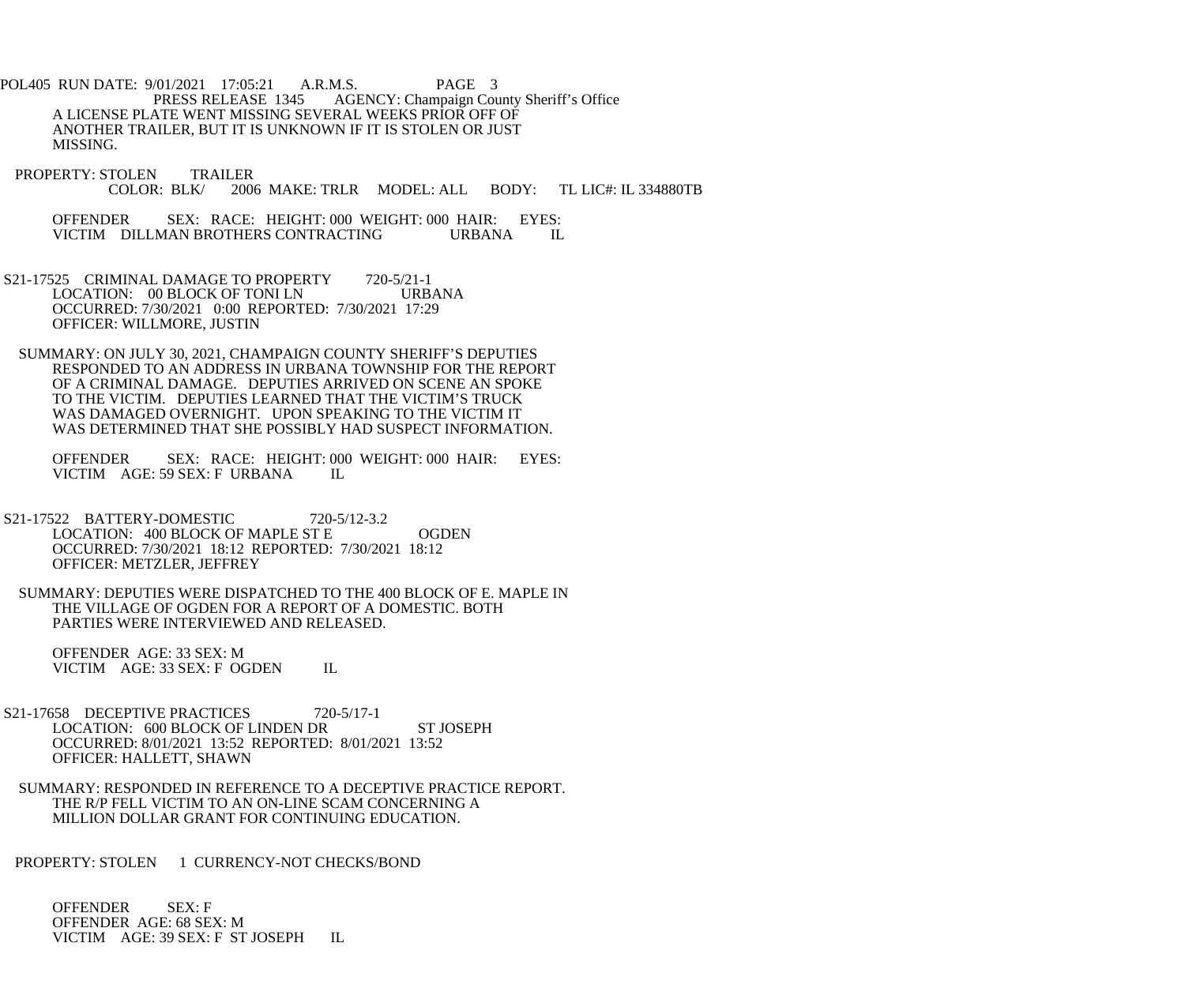A LICENSE PLATE WENT MISSING SEVERAL WEEKS PRIOR OFF OF ANOTHER TRAILER, BUT IT IS UNKNOWN IF IT IS STOLEN OR JUST MISSING.

PROPERTY: STOLEN TRAILER
COLOR: BLK/ 2006 MAKE: TRLR MODEL: ALL BODY: TL LIC#: IL 334880TB

OFFENDER SEX: RACE: HEIGHT: 000 WEIGHT: 000 HAIR: EYES:
VICTIM DILLMAN BROTHERS CONTRACTING URBANA IL

S21-17525 CRIMINAL DAMAGE TO PROPERTY 720-5/21-1
LOCATION: 00 BLOCK OF TONI LN URBANA
OCCURRED: 7/30/2021 0:00 REPORTED: 7/30/2021 17:29
OFFICER: WILLMORE, JUSTIN

SUMMARY: ON JULY 30, 2021, CHAMPAIGN COUNTY SHERIFF'S DEPUTIES RESPONDED TO AN ADDRESS IN URBANA TOWNSHIP FOR THE REPORT OF A CRIMINAL DAMAGE. DEPUTIES ARRIVED ON SCENE AN SPOKE TO THE VICTIM. DEPUTIES LEARNED THAT THE VICTIM'S TRUCK WAS DAMAGED OVERNIGHT. UPON SPEAKING TO THE VICTIM IT WAS DETERMINED THAT SHE POSSIBLY HAD SUSPECT INFORMATION.

OFFENDER SEX: RACE: HEIGHT: 000 WEIGHT: 000 HAIR: EYES:
VICTIM AGE: 59 SEX: F URBANA IL

S21-17522 BATTERY-DOMESTIC 720-5/12-3.2
LOCATION: 400 BLOCK OF MAPLE ST E OGDEN
OCCURRED: 7/30/2021 18:12 REPORTED: 7/30/2021 18:12
OFFICER: METZLER, JEFFREY

SUMMARY: DEPUTIES WERE DISPATCHED TO THE 400 BLOCK OF E. MAPLE IN THE VILLAGE OF OGDEN FOR A REPORT OF A DOMESTIC. BOTH PARTIES WERE INTERVIEWED AND RELEASED.

OFFENDER AGE: 33 SEX: M
VICTIM AGE: 33 SEX: F OGDEN IL

S21-17658 DECEPTIVE PRACTICES 720-5/17-1
LOCATION: 600 BLOCK OF LINDEN DR ST JOSEPH
OCCURRED: 8/01/2021 13:52 REPORTED: 8/01/2021 13:52
OFFICER: HALLETT, SHAWN

SUMMARY: RESPONDED IN REFERENCE TO A DECEPTIVE PRACTICE REPORT. THE R/P FELL VICTIM TO AN ON-LINE SCAM CONCERNING A MILLION DOLLAR GRANT FOR CONTINUING EDUCATION.

PROPERTY: STOLEN 1 CURRENCY-NOT CHECKS/BOND

OFFENDER SEX: F
OFFENDER AGE: 68 SEX: M
VICTIM AGE: 39 SEX: F ST JOSEPH IL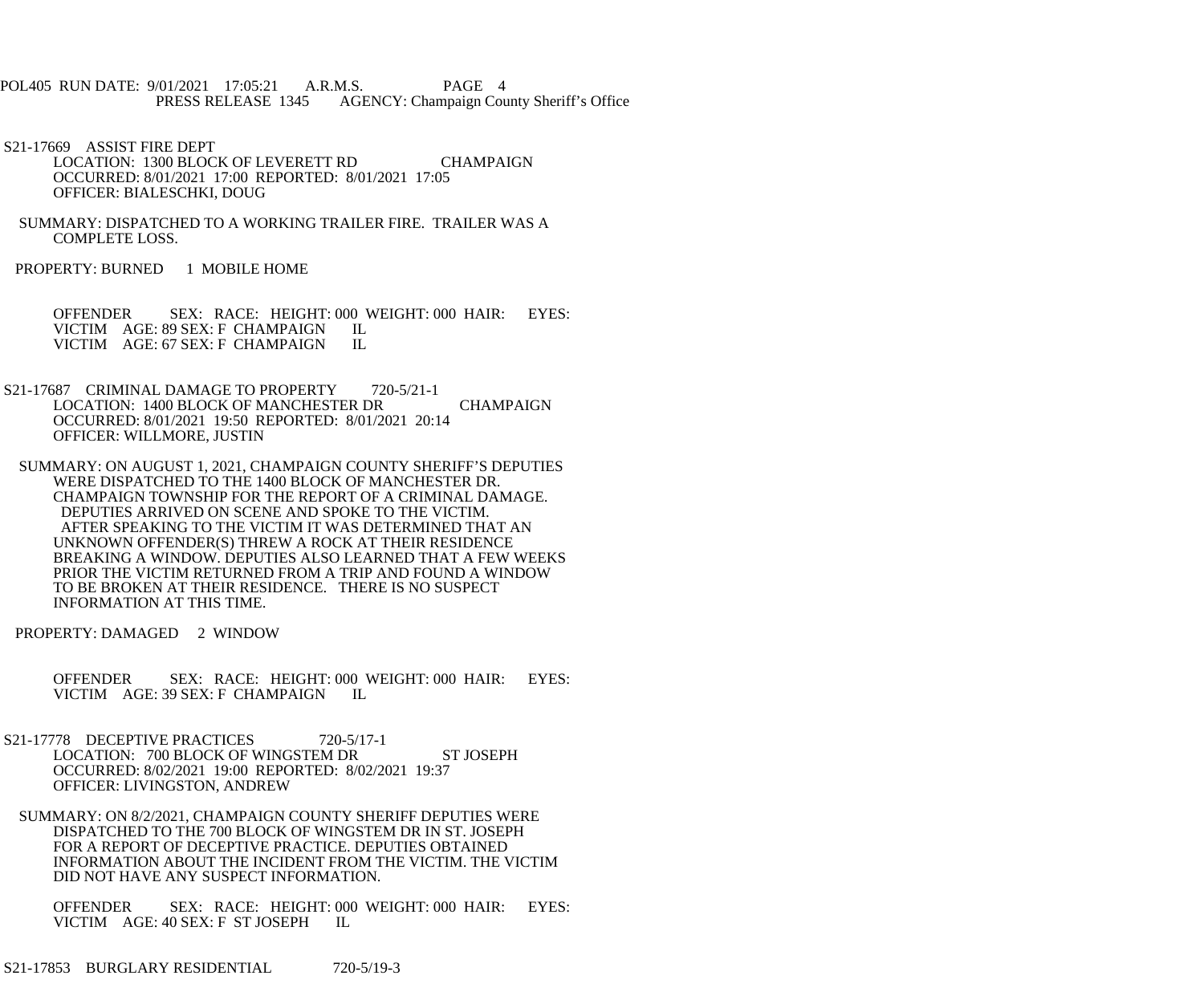S21-17669 ASSIST FIRE DEPT
LOCATION: 1300 BLOCK OF LEVERETT RD CHAMPAIGN
OCCURRED: 8/01/2021 17:00 REPORTED: 8/01/2021 17:05
OFFICER: BIALESCHKI, DOUG

SUMMARY: DISPATCHED TO A WORKING TRAILER FIRE. TRAILER WAS A COMPLETE LOSS.

PROPERTY: BURNED 1 MOBILE HOME

OFFENDER SEX: RACE: HEIGHT: 000 WEIGHT: 000 HAIR: EYES:
VICTIM AGE: 89 SEX: F CHAMPAIGN IL
VICTIM AGE: 67 SEX: F CHAMPAIGN IL

S21-17687 CRIMINAL DAMAGE TO PROPERTY 720-5/21-1
LOCATION: 1400 BLOCK OF MANCHESTER DR CHAMPAIGN
OCCURRED: 8/01/2021 19:50 REPORTED: 8/01/2021 20:14
OFFICER: WILLMORE, JUSTIN

SUMMARY: ON AUGUST 1, 2021, CHAMPAIGN COUNTY SHERIFF'S DEPUTIES WERE DISPATCHED TO THE 1400 BLOCK OF MANCHESTER DR. CHAMPAIGN TOWNSHIP FOR THE REPORT OF A CRIMINAL DAMAGE. DEPUTIES ARRIVED ON SCENE AND SPOKE TO THE VICTIM. AFTER SPEAKING TO THE VICTIM IT WAS DETERMINED THAT AN UNKNOWN OFFENDER(S) THREW A ROCK AT THEIR RESIDENCE BREAKING A WINDOW. DEPUTIES ALSO LEARNED THAT A FEW WEEKS PRIOR THE VICTIM RETURNED FROM A TRIP AND FOUND A WINDOW TO BE BROKEN AT THEIR RESIDENCE. THERE IS NO SUSPECT INFORMATION AT THIS TIME.

PROPERTY: DAMAGED 2 WINDOW

OFFENDER SEX: RACE: HEIGHT: 000 WEIGHT: 000 HAIR: EYES:
VICTIM AGE: 39 SEX: F CHAMPAIGN IL

S21-17778 DECEPTIVE PRACTICES 720-5/17-1
LOCATION: 700 BLOCK OF WINGSTEM DR ST JOSEPH
OCCURRED: 8/02/2021 19:00 REPORTED: 8/02/2021 19:37
OFFICER: LIVINGSTON, ANDREW

SUMMARY: ON 8/2/2021, CHAMPAIGN COUNTY SHERIFF DEPUTIES WERE DISPATCHED TO THE 700 BLOCK OF WINGSTEM DR IN ST. JOSEPH FOR A REPORT OF DECEPTIVE PRACTICE. DEPUTIES OBTAINED INFORMATION ABOUT THE INCIDENT FROM THE VICTIM. THE VICTIM DID NOT HAVE ANY SUSPECT INFORMATION.

OFFENDER SEX: RACE: HEIGHT: 000 WEIGHT: 000 HAIR: EYES:
VICTIM AGE: 40 SEX: F ST JOSEPH IL

S21-17853 BURGLARY RESIDENTIAL 720-5/19-3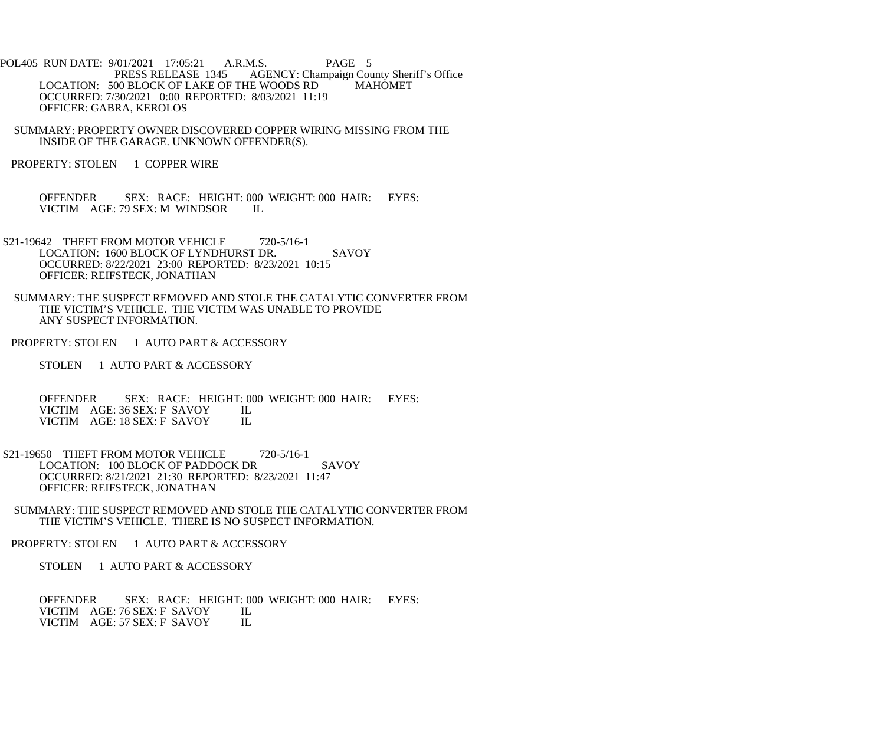POL405 RUN DATE: 9/01/2021 17:05:21 A.R.M.S. PAGE 5
PRESS RELEASE 1345 AGENCY: Champaign County Sheriff's Office

LOCATION: 500 BLOCK OF LAKE OF THE WOODS RD MAHOMET
OCCURRED: 7/30/2021 0:00 REPORTED: 8/03/2021 11:19
OFFICER: GABRA, KEROLOS

SUMMARY: PROPERTY OWNER DISCOVERED COPPER WIRING MISSING FROM THE INSIDE OF THE GARAGE. UNKNOWN OFFENDER(S).

PROPERTY: STOLEN 1 COPPER WIRE

OFFENDER SEX: RACE: HEIGHT: 000 WEIGHT: 000 HAIR: EYES:
VICTIM AGE: 79 SEX: M WINDSOR IL

S21-19642 THEFT FROM MOTOR VEHICLE 720-5/16-1
LOCATION: 1600 BLOCK OF LYNDHURST DR. SAVOY
OCCURRED: 8/22/2021 23:00 REPORTED: 8/23/2021 10:15
OFFICER: REIFSTECK, JONATHAN

SUMMARY: THE SUSPECT REMOVED AND STOLE THE CATALYTIC CONVERTER FROM THE VICTIM'S VEHICLE. THE VICTIM WAS UNABLE TO PROVIDE ANY SUSPECT INFORMATION.

PROPERTY: STOLEN 1 AUTO PART & ACCESSORY

STOLEN 1 AUTO PART & ACCESSORY

OFFENDER SEX: RACE: HEIGHT: 000 WEIGHT: 000 HAIR: EYES:
VICTIM AGE: 36 SEX: F SAVOY IL
VICTIM AGE: 18 SEX: F SAVOY IL

S21-19650 THEFT FROM MOTOR VEHICLE 720-5/16-1
LOCATION: 100 BLOCK OF PADDOCK DR SAVOY
OCCURRED: 8/21/2021 21:30 REPORTED: 8/23/2021 11:47
OFFICER: REIFSTECK, JONATHAN

SUMMARY: THE SUSPECT REMOVED AND STOLE THE CATALYTIC CONVERTER FROM THE VICTIM'S VEHICLE. THERE IS NO SUSPECT INFORMATION.

PROPERTY: STOLEN 1 AUTO PART & ACCESSORY

STOLEN 1 AUTO PART & ACCESSORY

OFFENDER SEX: RACE: HEIGHT: 000 WEIGHT: 000 HAIR: EYES:
VICTIM AGE: 76 SEX: F SAVOY IL
VICTIM AGE: 57 SEX: F SAVOY IL